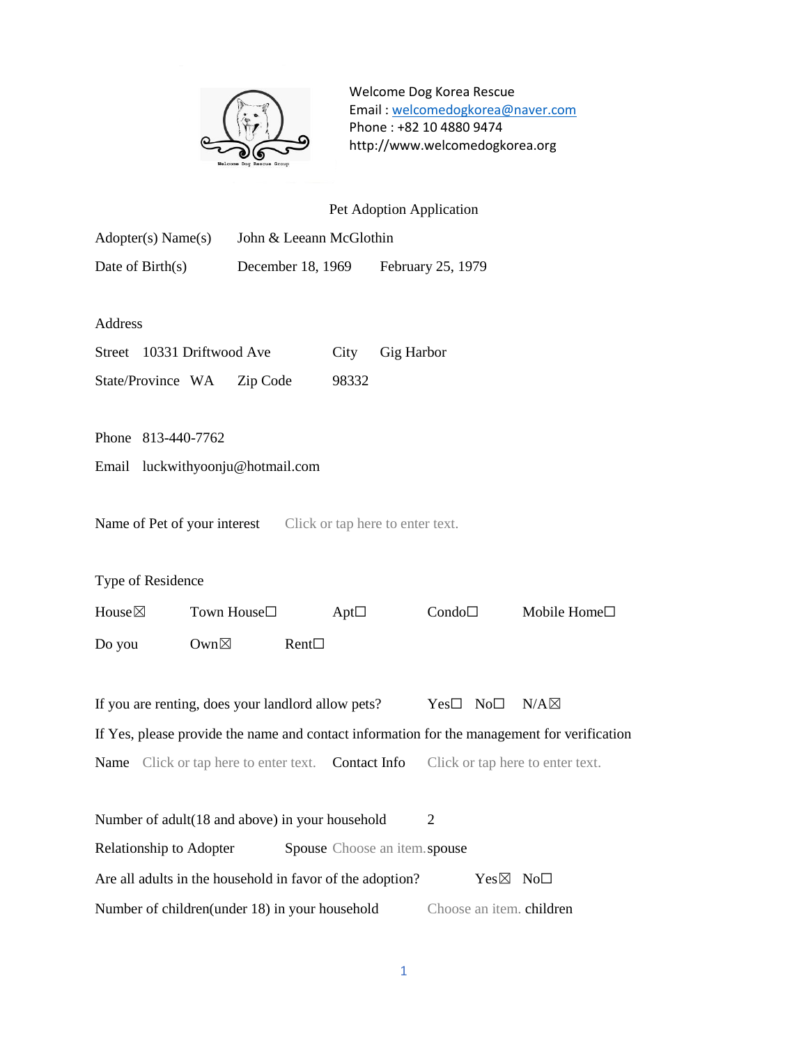Welcome Dog Korea Rescue
Email : welcomedogkorea@naver.com
Phone : +82 10 4880 9474
http://www.welcomedogkorea.org

## Pet Adoption Application

Adopter(s) Name(s) John & Leeann McGlothin

Date of Birth(s) December 18, 1969 February 25, 1979

Address

Street 10331 Driftwood Ave City Gig Harbor

State/Province WA Zip Code 98332

Phone 813-440-7762

Email luckwithyoonju@hotmail.com

Name of Pet of your interest Click or tap here to enter text.

Type of Residence

House☒ Town House☐ Apt☐ Condo☐ Mobile Home☐

Do you Own☒ Rent☐

If you are renting, does your landlord allow pets? Yes☐ No☐ N/A☒

If Yes, please provide the name and contact information for the management for verification

Name Click or tap here to enter text. Contact Info Click or tap here to enter text.

Number of adult(18 and above) in your household 2

Relationship to Adopter Spouse Choose an item.spouse

Are all adults in the household in favor of the adoption? Yes☒ No☐

Number of children(under 18) in your household Choose an item. children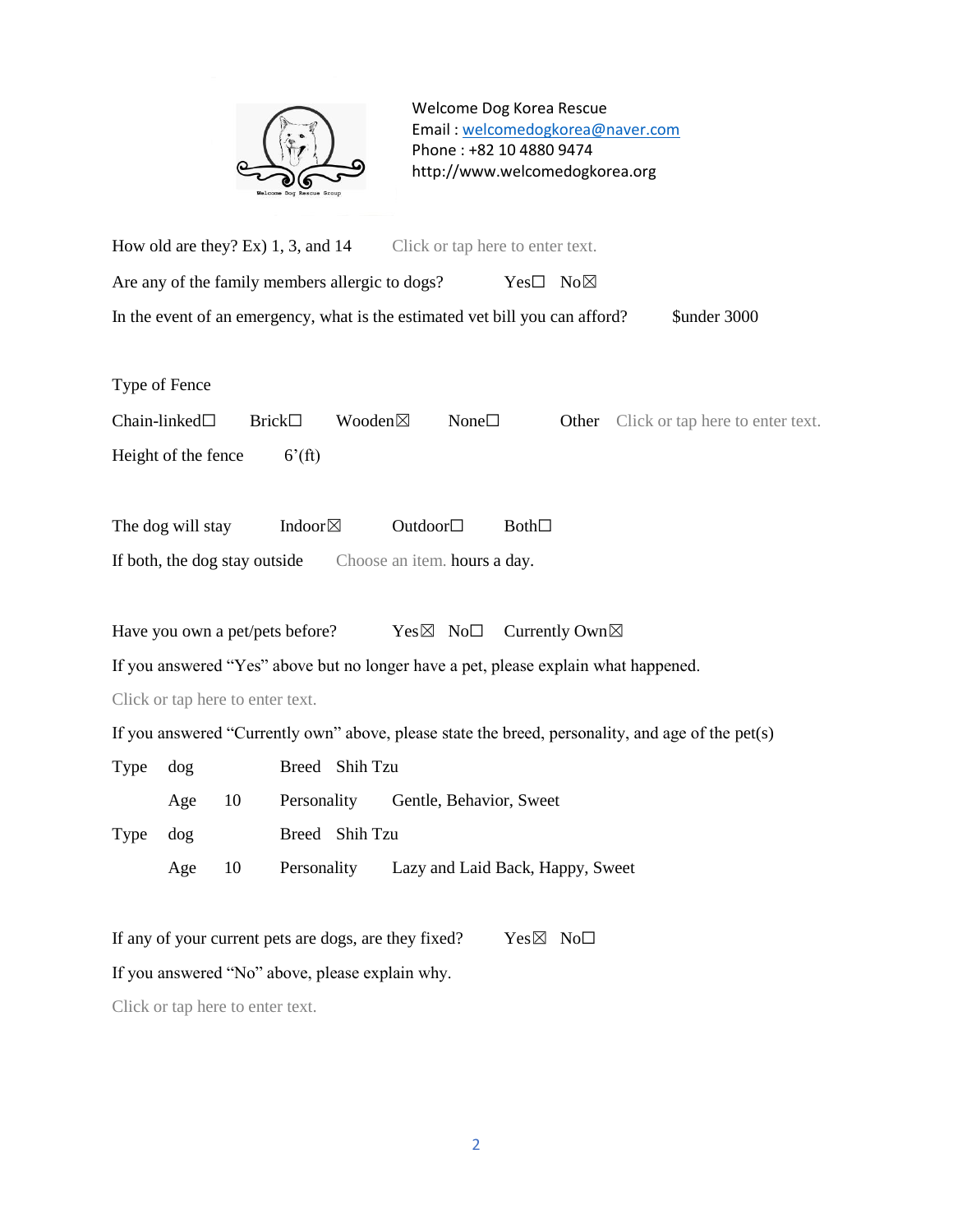Welcome Dog Korea Rescue
Email : welcomedogkorea@naver.com
Phone : +82 10 4880 9474
http://www.welcomedogkorea.org

How old are they? Ex) 1, 3, and 14 Click or tap here to enter text.

Are any of the family members allergic to dogs? Yes☐ No☒

In the event of an emergency, what is the estimated vet bill you can afford? $under 3000

Type of Fence

Chain-linked☐ Brick☐ Wooden☒ None☐ Other Click or tap here to enter text.

Height of the fence 6'(ft)

The dog will stay Indoor☒ Outdoor☐ Both☐

If both, the dog stay outside Choose an item. hours a day.

Have you own a pet/pets before? Yes☒ No☐ Currently Own☒

If you answered "Yes" above but no longer have a pet, please explain what happened.

Click or tap here to enter text.

If you answered "Currently own" above, please state the breed, personality, and age of the pet(s)

Type dog Breed Shih Tzu

Age 10 Personality Gentle, Behavior, Sweet

Type dog Breed Shih Tzu

Age 10 Personality Lazy and Laid Back, Happy, Sweet

If any of your current pets are dogs, are they fixed? Yes☒ No☐

If you answered "No" above, please explain why.

Click or tap here to enter text.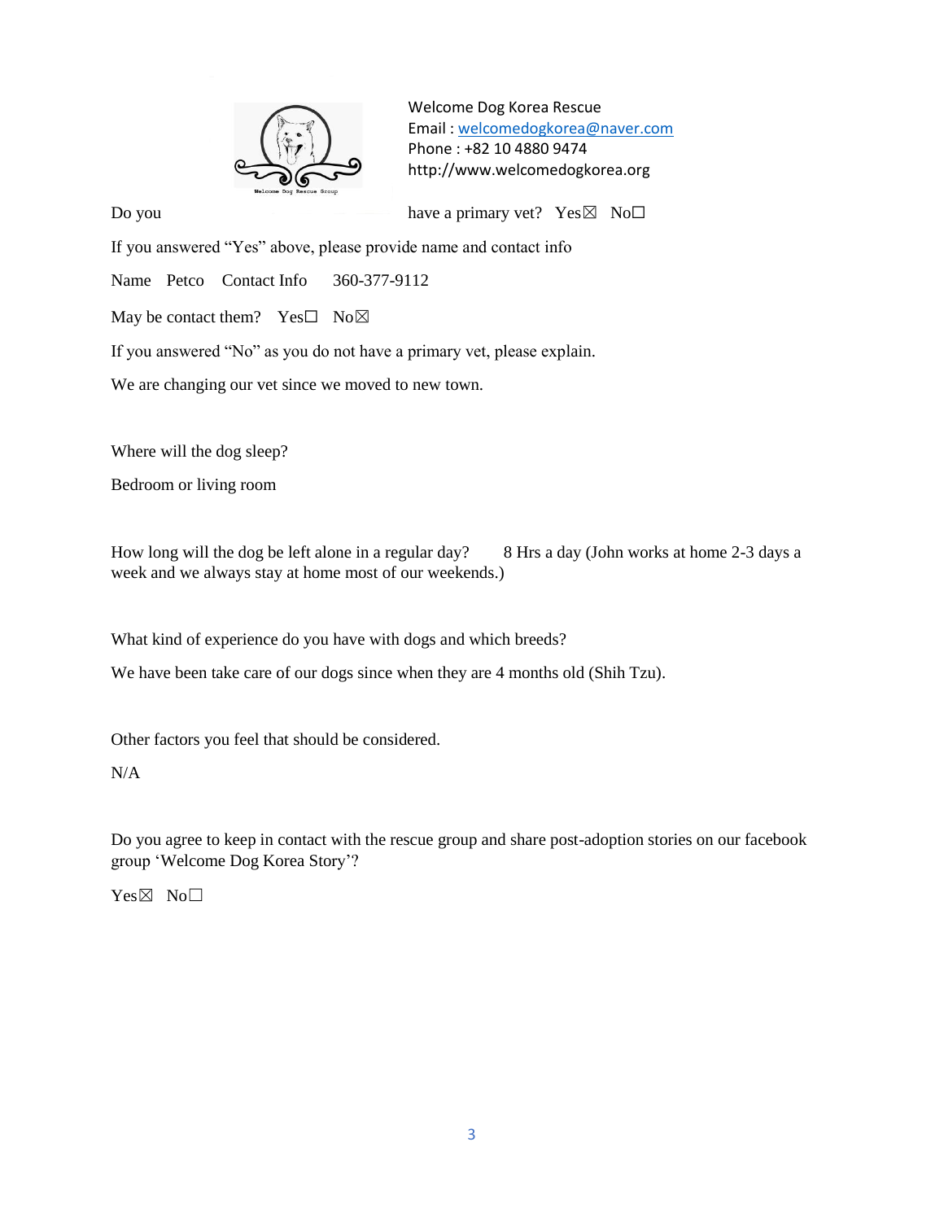Welcome Dog Korea Rescue
Email : welcomedogkorea@naver.com
Phone : +82 10 4880 9474
http://www.welcomedogkorea.org

Do you have a primary vet? Yes☒ No☐

If you answered "Yes" above, please provide name and contact info

Name Petco Contact Info 360-377-9112

May be contact them? Yes☐ No☒

If you answered "No" as you do not have a primary vet, please explain.

We are changing our vet since we moved to new town.

Where will the dog sleep?

Bedroom or living room

How long will the dog be left alone in a regular day? 8 Hrs a day (John works at home 2-3 days a week and we always stay at home most of our weekends.)

What kind of experience do you have with dogs and which breeds?

We have been take care of our dogs since when they are 4 months old (Shih Tzu).

Other factors you feel that should be considered.

N/A

Do you agree to keep in contact with the rescue group and share post-adoption stories on our facebook group 'Welcome Dog Korea Story'?

Yes☒ No☐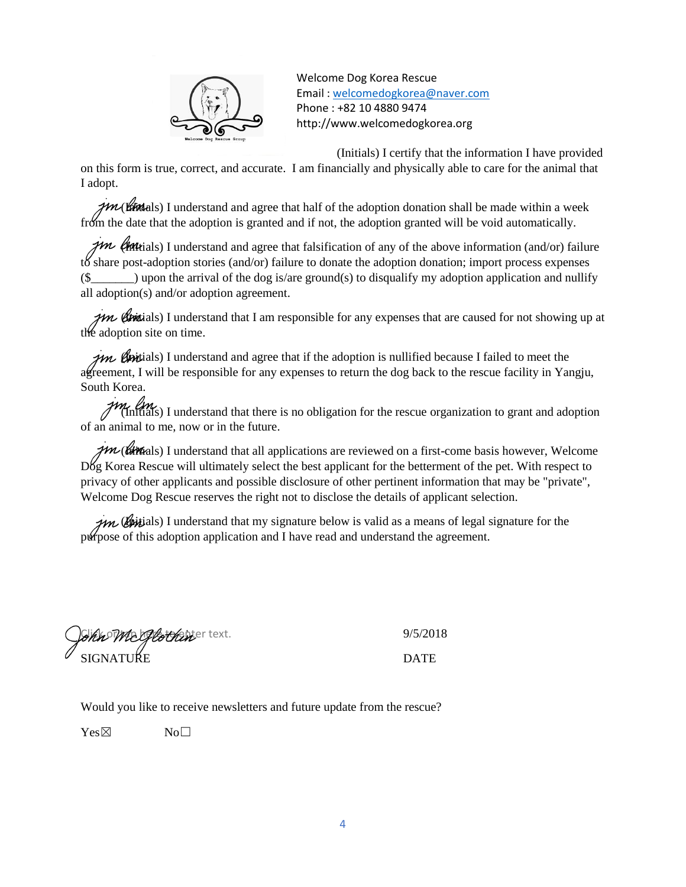Welcome Dog Korea Rescue
Email : welcomedogkorea@naver.com
Phone : +82 10 4880 9474
http://www.welcomedogkorea.org

(Initials) I certify that the information I have provided on this form is true, correct, and accurate. I am financially and physically able to care for the animal that I adopt.

jm lm (Initials) I understand and agree that half of the adoption donation shall be made within a week from the date that the adoption is granted and if not, the adoption granted will be void automatically.

jm lm (Initials) I understand and agree that falsification of any of the above information (and/or) failure to share post-adoption stories (and/or) failure to donate the adoption donation; import process expenses ($_______) upon the arrival of the dog is/are ground(s) to disqualify my adoption application and nullify all adoption(s) and/or adoption agreement.

jm lm (Initials) I understand that I am responsible for any expenses that are caused for not showing up at the adoption site on time.

jm lm (Initials) I understand and agree that if the adoption is nullified because I failed to meet the agreement, I will be responsible for any expenses to return the dog back to the rescue facility in Yangju, South Korea.

jm lm (Initials) I understand that there is no obligation for the rescue organization to grant and adoption of an animal to me, now or in the future.

jm lm (Initials) I understand that all applications are reviewed on a first-come basis however, Welcome Dog Korea Rescue will ultimately select the best applicant for the betterment of the pet. With respect to privacy of other applicants and possible disclosure of other pertinent information that may be "private", Welcome Dog Rescue reserves the right not to disclose the details of applicant selection.

jm lm (Initials) I understand that my signature below is valid as a means of legal signature for the purpose of this adoption application and I have read and understand the agreement.

John McGlothin — Click or tap here to enter text. &nbsp;&nbsp;&nbsp;&nbsp;&nbsp;&nbsp;&nbsp;&nbsp; 9/5/2018

SIGNATURE &nbsp;&nbsp;&nbsp;&nbsp;&nbsp;&nbsp;&nbsp;&nbsp; DATE

Would you like to receive newsletters and future update from the rescue?

Yes☒ &nbsp;&nbsp;&nbsp;&nbsp;&nbsp;&nbsp; No☐